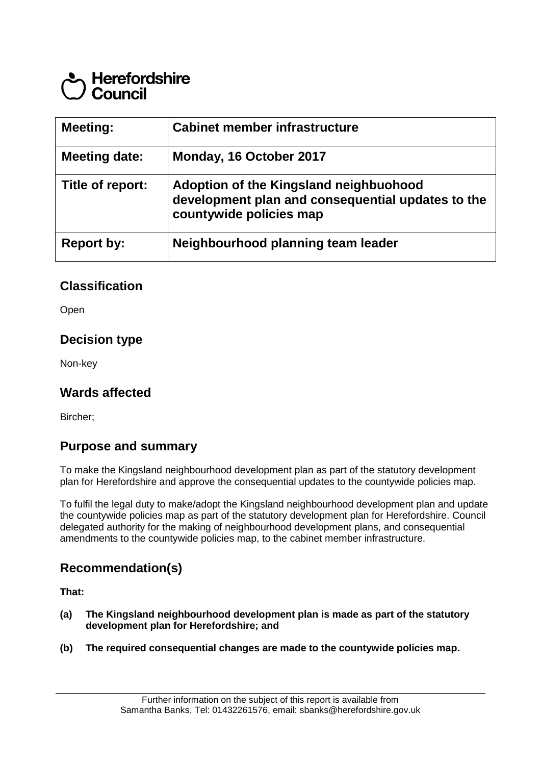Herefordshire Council

| Meeting: | Cabinet member infrastructure |
| --- | --- |
| Meeting date: | Monday, 16 October 2017 |
| Title of report: | Adoption of the Kingsland neighbuohood development plan and consequential updates to the countywide policies map |
| Report by: | Neighbourhood planning team leader |

## Classification

Open

## Decision type

Non-key

## Wards affected

Bircher;

## Purpose and summary

To make the Kingsland neighbourhood development plan as part of the statutory development plan for Herefordshire and approve the consequential updates to the countywide policies map.

To fulfil the legal duty to make/adopt the Kingsland neighbourhood development plan and update the countywide policies map as part of the statutory development plan for Herefordshire. Council delegated authority for the making of neighbourhood development plans, and consequential amendments to the countywide policies map, to the cabinet member infrastructure.

## Recommendation(s)

**That:**

**(a) The Kingsland neighbourhood development plan is made as part of the statutory development plan for Herefordshire; and**

**(b) The required consequential changes are made to the countywide policies map.**

Further information on the subject of this report is available from Samantha Banks, Tel: 01432261576, email: sbanks@herefordshire.gov.uk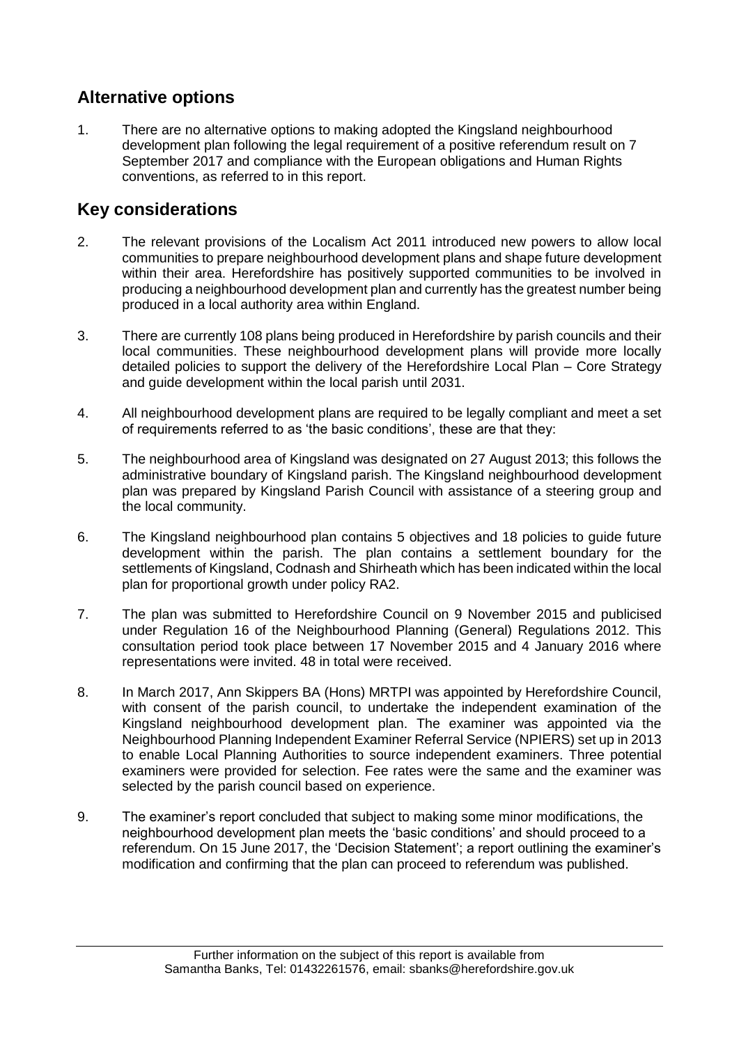## Alternative options

1. There are no alternative options to making adopted the Kingsland neighbourhood development plan following the legal requirement of a positive referendum result on 7 September 2017 and compliance with the European obligations and Human Rights conventions, as referred to in this report.

## Key considerations

2. The relevant provisions of the Localism Act 2011 introduced new powers to allow local communities to prepare neighbourhood development plans and shape future development within their area. Herefordshire has positively supported communities to be involved in producing a neighbourhood development plan and currently has the greatest number being produced in a local authority area within England.

3. There are currently 108 plans being produced in Herefordshire by parish councils and their local communities. These neighbourhood development plans will provide more locally detailed policies to support the delivery of the Herefordshire Local Plan – Core Strategy and guide development within the local parish until 2031.

4. All neighbourhood development plans are required to be legally compliant and meet a set of requirements referred to as 'the basic conditions', these are that they:

5. The neighbourhood area of Kingsland was designated on 27 August 2013; this follows the administrative boundary of Kingsland parish. The Kingsland neighbourhood development plan was prepared by Kingsland Parish Council with assistance of a steering group and the local community.

6. The Kingsland neighbourhood plan contains 5 objectives and 18 policies to guide future development within the parish. The plan contains a settlement boundary for the settlements of Kingsland, Codnash and Shirheath which has been indicated within the local plan for proportional growth under policy RA2.

7. The plan was submitted to Herefordshire Council on 9 November 2015 and publicised under Regulation 16 of the Neighbourhood Planning (General) Regulations 2012. This consultation period took place between 17 November 2015 and 4 January 2016 where representations were invited. 48 in total were received.

8. In March 2017, Ann Skippers BA (Hons) MRTPI was appointed by Herefordshire Council, with consent of the parish council, to undertake the independent examination of the Kingsland neighbourhood development plan. The examiner was appointed via the Neighbourhood Planning Independent Examiner Referral Service (NPIERS) set up in 2013 to enable Local Planning Authorities to source independent examiners. Three potential examiners were provided for selection. Fee rates were the same and the examiner was selected by the parish council based on experience.

9. The examiner's report concluded that subject to making some minor modifications, the neighbourhood development plan meets the 'basic conditions' and should proceed to a referendum. On 15 June 2017, the 'Decision Statement'; a report outlining the examiner's modification and confirming that the plan can proceed to referendum was published.

Further information on the subject of this report is available from
Samantha Banks, Tel: 01432261576, email: sbanks@herefordshire.gov.uk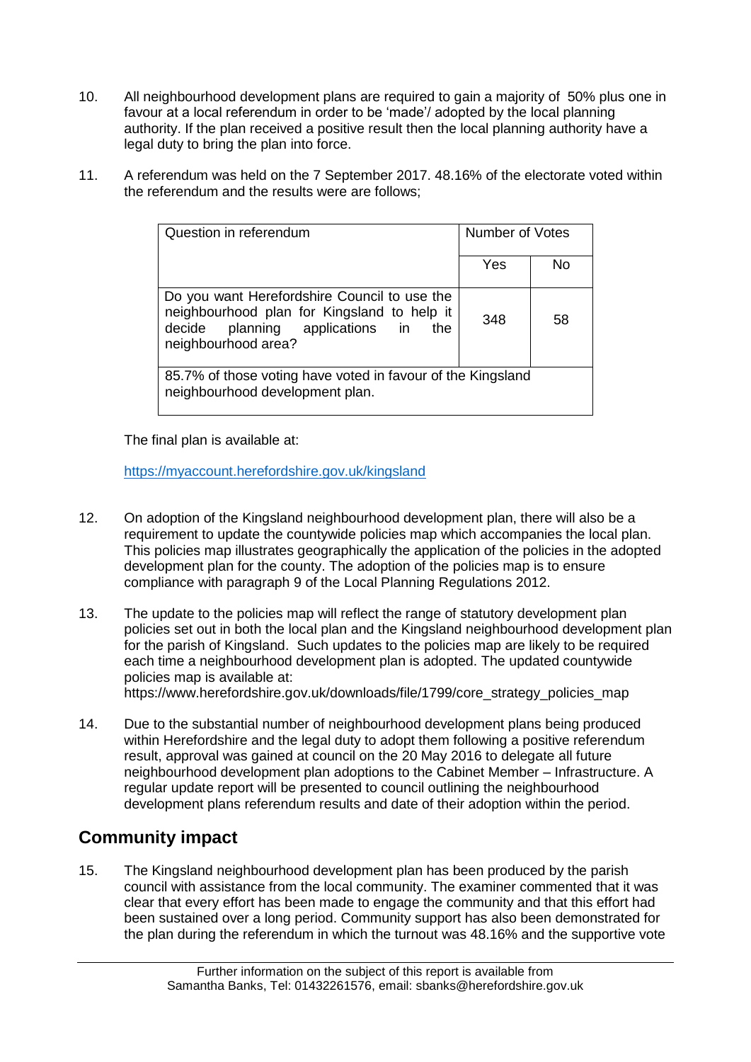10. All neighbourhood development plans are required to gain a majority of 50% plus one in favour at a local referendum in order to be 'made'/ adopted by the local planning authority. If the plan received a positive result then the local planning authority have a legal duty to bring the plan into force.

11. A referendum was held on the 7 September 2017. 48.16% of the electorate voted within the referendum and the results were are follows;

| Question in referendum | Number of Votes | |
|---|---|---|
| | Yes | No |
| Do you want Herefordshire Council to use the neighbourhood plan for Kingsland to help it decide planning applications in the neighbourhood area? | 348 | 58 |
| 85.7% of those voting have voted in favour of the Kingsland neighbourhood development plan. | | |

The final plan is available at:

https://myaccount.herefordshire.gov.uk/kingsland

12. On adoption of the Kingsland neighbourhood development plan, there will also be a requirement to update the countywide policies map which accompanies the local plan. This policies map illustrates geographically the application of the policies in the adopted development plan for the county. The adoption of the policies map is to ensure compliance with paragraph 9 of the Local Planning Regulations 2012.

13. The update to the policies map will reflect the range of statutory development plan policies set out in both the local plan and the Kingsland neighbourhood development plan for the parish of Kingsland. Such updates to the policies map are likely to be required each time a neighbourhood development plan is adopted. The updated countywide policies map is available at: https://www.herefordshire.gov.uk/downloads/file/1799/core_strategy_policies_map

14. Due to the substantial number of neighbourhood development plans being produced within Herefordshire and the legal duty to adopt them following a positive referendum result, approval was gained at council on the 20 May 2016 to delegate all future neighbourhood development plan adoptions to the Cabinet Member – Infrastructure. A regular update report will be presented to council outlining the neighbourhood development plans referendum results and date of their adoption within the period.

## Community impact

15. The Kingsland neighbourhood development plan has been produced by the parish council with assistance from the local community. The examiner commented that it was clear that every effort has been made to engage the community and that this effort had been sustained over a long period. Community support has also been demonstrated for the plan during the referendum in which the turnout was 48.16% and the supportive vote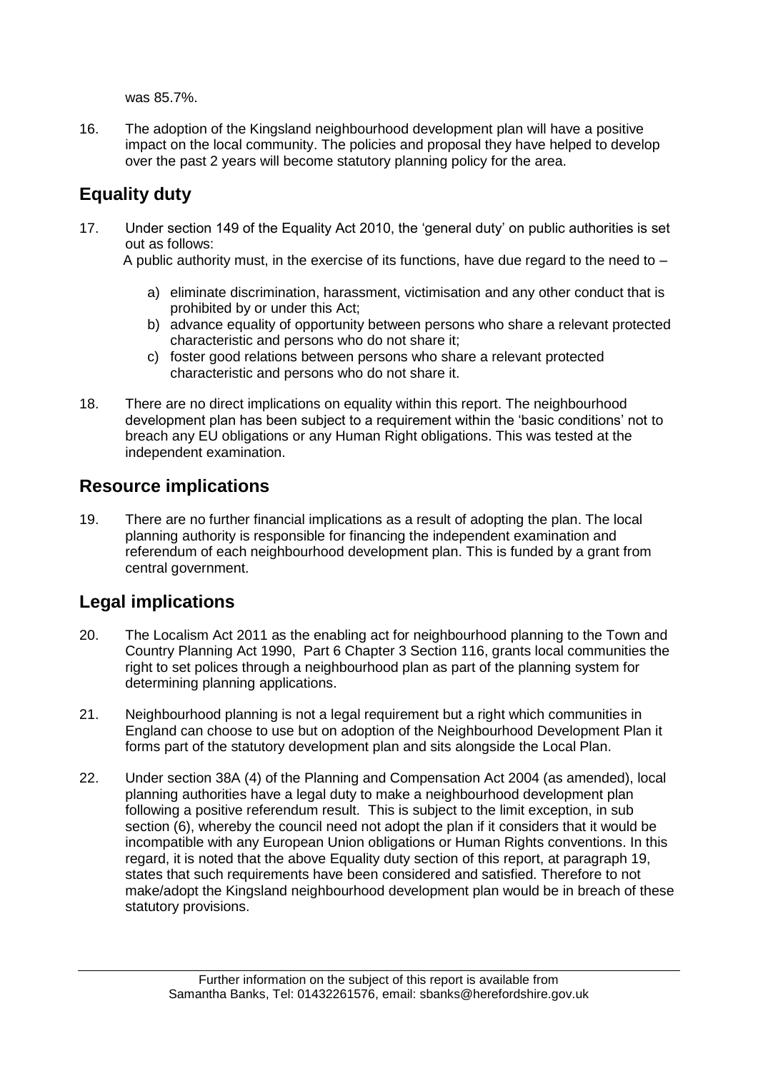was 85.7%.

16. The adoption of the Kingsland neighbourhood development plan will have a positive impact on the local community. The policies and proposal they have helped to develop over the past 2 years will become statutory planning policy for the area.

## Equality duty

17. Under section 149 of the Equality Act 2010, the 'general duty' on public authorities is set out as follows:

    A public authority must, in the exercise of its functions, have due regard to the need to –

    a) eliminate discrimination, harassment, victimisation and any other conduct that is prohibited by or under this Act;
    b) advance equality of opportunity between persons who share a relevant protected characteristic and persons who do not share it;
    c) foster good relations between persons who share a relevant protected characteristic and persons who do not share it.

18. There are no direct implications on equality within this report. The neighbourhood development plan has been subject to a requirement within the 'basic conditions' not to breach any EU obligations or any Human Right obligations. This was tested at the independent examination.

## Resource implications

19. There are no further financial implications as a result of adopting the plan. The local planning authority is responsible for financing the independent examination and referendum of each neighbourhood development plan. This is funded by a grant from central government.

## Legal implications

20. The Localism Act 2011 as the enabling act for neighbourhood planning to the Town and Country Planning Act 1990, Part 6 Chapter 3 Section 116, grants local communities the right to set polices through a neighbourhood plan as part of the planning system for determining planning applications.

21. Neighbourhood planning is not a legal requirement but a right which communities in England can choose to use but on adoption of the Neighbourhood Development Plan it forms part of the statutory development plan and sits alongside the Local Plan.

22. Under section 38A (4) of the Planning and Compensation Act 2004 (as amended), local planning authorities have a legal duty to make a neighbourhood development plan following a positive referendum result. This is subject to the limit exception, in sub section (6), whereby the council need not adopt the plan if it considers that it would be incompatible with any European Union obligations or Human Rights conventions. In this regard, it is noted that the above Equality duty section of this report, at paragraph 19, states that such requirements have been considered and satisfied. Therefore to not make/adopt the Kingsland neighbourhood development plan would be in breach of these statutory provisions.

Further information on the subject of this report is available from Samantha Banks, Tel: 01432261576, email: sbanks@herefordshire.gov.uk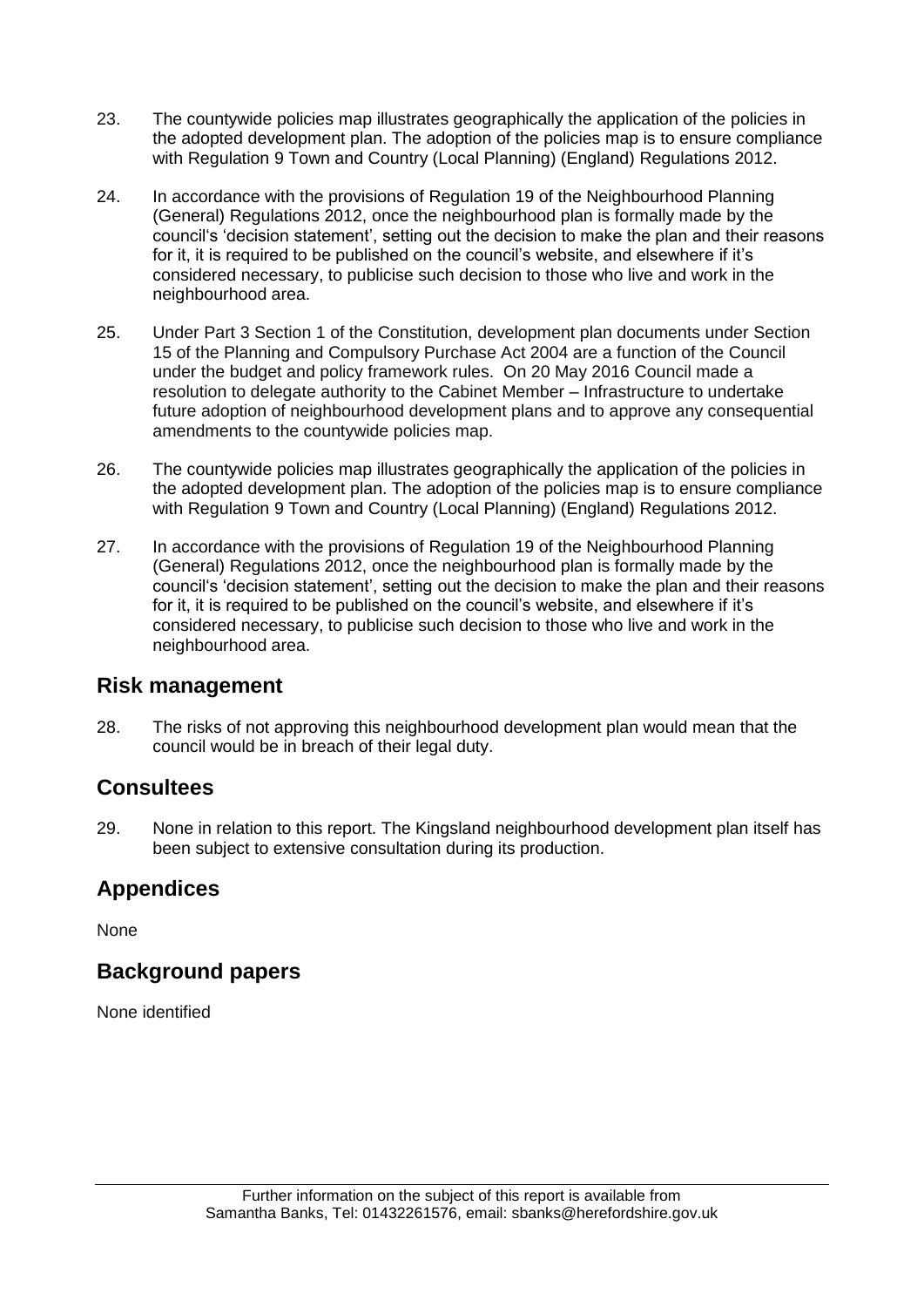23. The countywide policies map illustrates geographically the application of the policies in the adopted development plan. The adoption of the policies map is to ensure compliance with Regulation 9 Town and Country (Local Planning) (England) Regulations 2012.

24. In accordance with the provisions of Regulation 19 of the Neighbourhood Planning (General) Regulations 2012, once the neighbourhood plan is formally made by the council's 'decision statement', setting out the decision to make the plan and their reasons for it, it is required to be published on the council's website, and elsewhere if it's considered necessary, to publicise such decision to those who live and work in the neighbourhood area.

25. Under Part 3 Section 1 of the Constitution, development plan documents under Section 15 of the Planning and Compulsory Purchase Act 2004 are a function of the Council under the budget and policy framework rules. On 20 May 2016 Council made a resolution to delegate authority to the Cabinet Member – Infrastructure to undertake future adoption of neighbourhood development plans and to approve any consequential amendments to the countywide policies map.

26. The countywide policies map illustrates geographically the application of the policies in the adopted development plan. The adoption of the policies map is to ensure compliance with Regulation 9 Town and Country (Local Planning) (England) Regulations 2012.

27. In accordance with the provisions of Regulation 19 of the Neighbourhood Planning (General) Regulations 2012, once the neighbourhood plan is formally made by the council's 'decision statement', setting out the decision to make the plan and their reasons for it, it is required to be published on the council's website, and elsewhere if it's considered necessary, to publicise such decision to those who live and work in the neighbourhood area.

## Risk management

28. The risks of not approving this neighbourhood development plan would mean that the council would be in breach of their legal duty.

## Consultees

29. None in relation to this report. The Kingsland neighbourhood development plan itself has been subject to extensive consultation during its production.

## Appendices

None

## Background papers

None identified

Further information on the subject of this report is available from Samantha Banks, Tel: 01432261576, email: sbanks@herefordshire.gov.uk